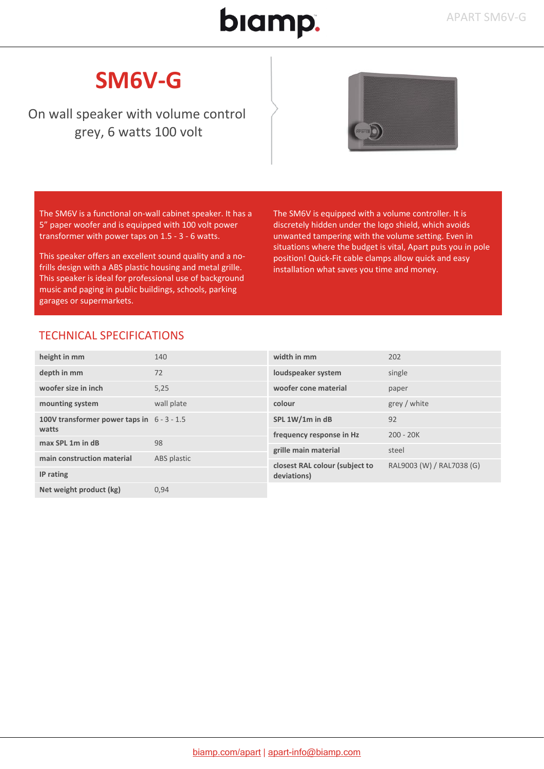# SM6V-G

On wall speaker with volume control
grey, 6 watts 100 volt

The SM6V is a functional on-wall cabinet speaker. It has a 5" paper woofer and is equipped with 100 volt power transformer with power taps on 1.5 - 3 - 6 watts.

This speaker offers an excellent sound quality and a no-frills design with a ABS plastic housing and metal grille. This speaker is ideal for professional use of background music and paging in public buildings, schools, parking garages or supermarkets.

The SM6V is equipped with a volume controller. It is discretely hidden under the logo shield, which avoids unwanted tampering with the volume setting. Even in situations where the budget is vital, Apart puts you in pole position! Quick-Fit cable clamps allow quick and easy installation what saves you time and money.

## TECHNICAL SPECIFICATIONS

| | |
|---|---|
| **height in mm** | 140 |
| **depth in mm** | 72 |
| **woofer size in inch** | 5,25 |
| **mounting system** | wall plate |
| **100V transformer power taps in watts** | 6 - 3 - 1.5 |
| **max SPL 1m in dB** | 98 |
| **main construction material** | ABS plastic |
| **IP rating** | |
| **Net weight product (kg)** | 0,94 |

| | |
|---|---|
| **width in mm** | 202 |
| **loudspeaker system** | single |
| **woofer cone material** | paper |
| **colour** | grey / white |
| **SPL 1W/1m in dB** | 92 |
| **frequency response in Hz** | 200 - 20K |
| **grille main material** | steel |
| **closest RAL colour (subject to deviations)** | RAL9003 (W) / RAL7038 (G) |

biamp.com/apart | apart-info@biamp.com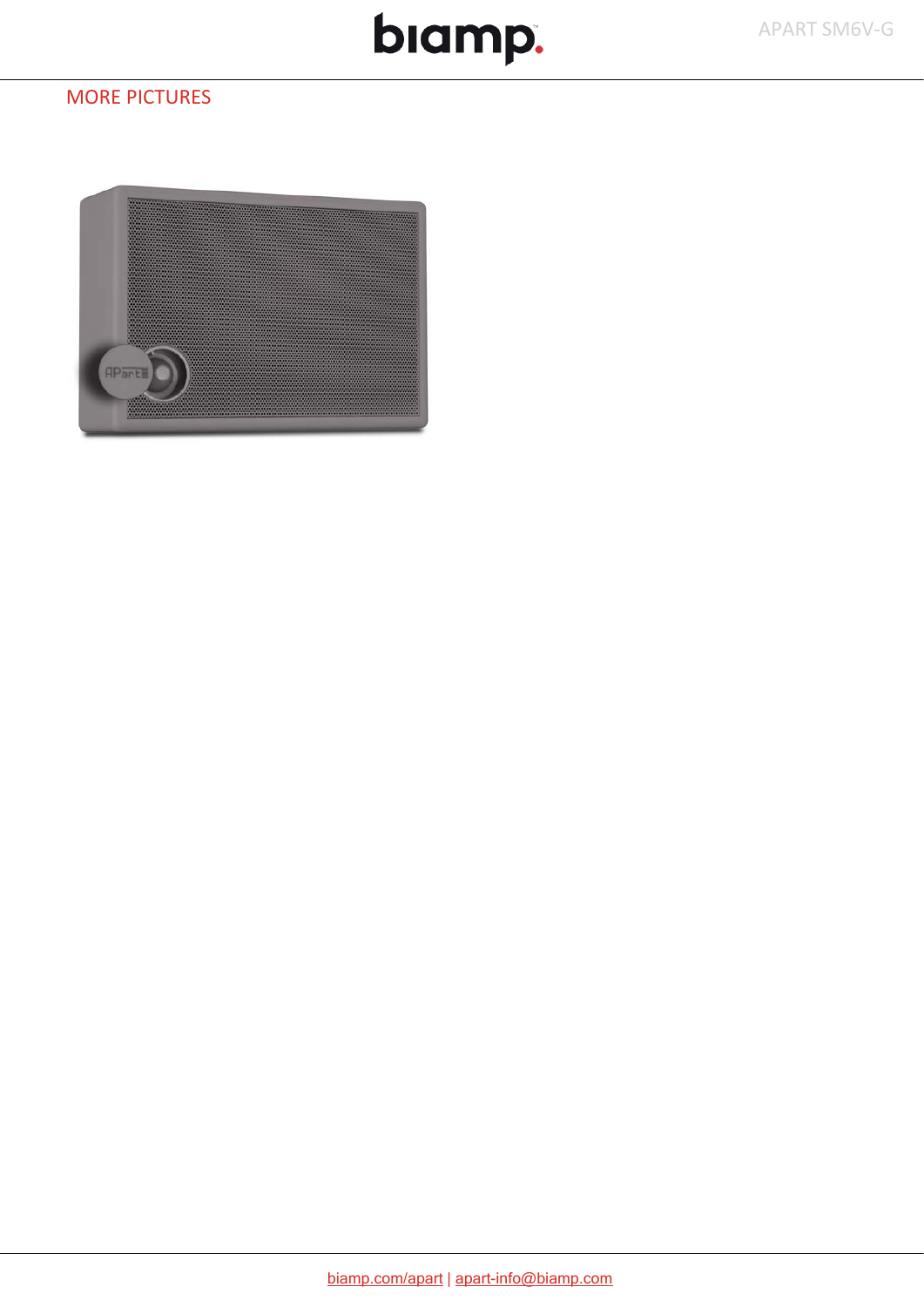## MORE PICTURES